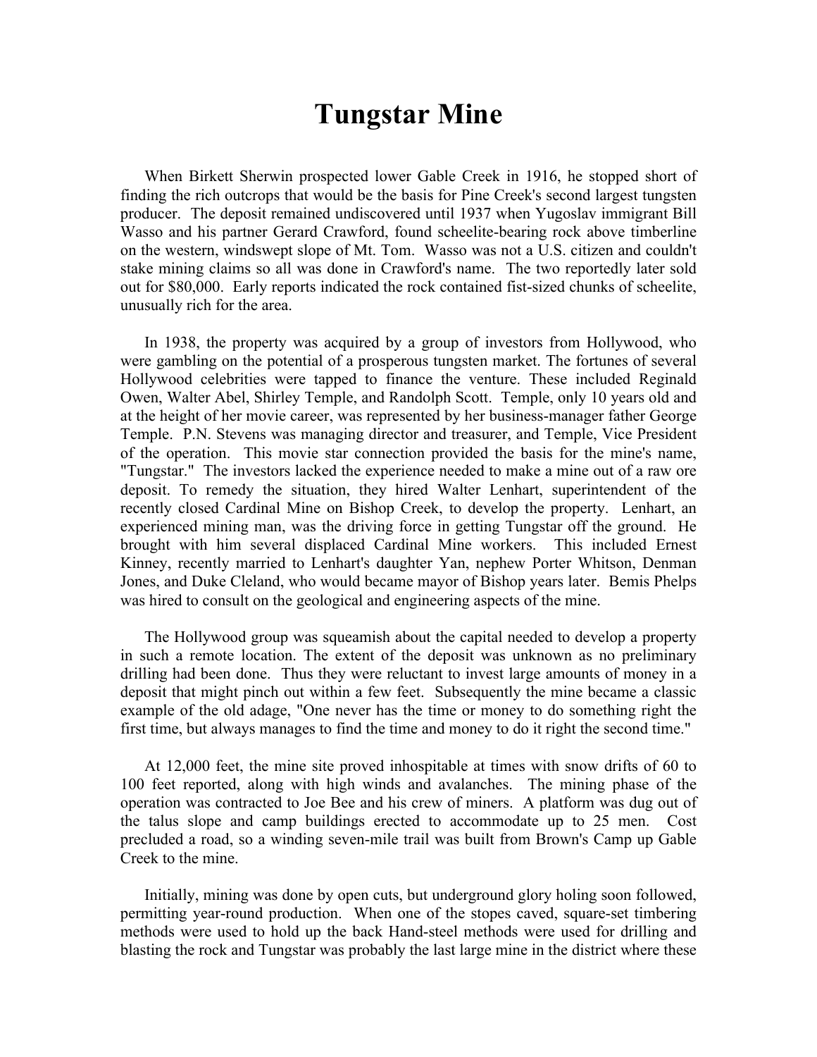# Tungstar Mine

When Birkett Sherwin prospected lower Gable Creek in 1916, he stopped short of finding the rich outcrops that would be the basis for Pine Creek's second largest tungsten producer. The deposit remained undiscovered until 1937 when Yugoslav immigrant Bill Wasso and his partner Gerard Crawford, found scheelite-bearing rock above timberline on the western, windswept slope of Mt. Tom. Wasso was not a U.S. citizen and couldn't stake mining claims so all was done in Crawford's name. The two reportedly later sold out for $80,000. Early reports indicated the rock contained fist-sized chunks of scheelite, unusually rich for the area.

In 1938, the property was acquired by a group of investors from Hollywood, who were gambling on the potential of a prosperous tungsten market. The fortunes of several Hollywood celebrities were tapped to finance the venture. These included Reginald Owen, Walter Abel, Shirley Temple, and Randolph Scott. Temple, only 10 years old and at the height of her movie career, was represented by her business-manager father George Temple. P.N. Stevens was managing director and treasurer, and Temple, Vice President of the operation. This movie star connection provided the basis for the mine's name, "Tungstar." The investors lacked the experience needed to make a mine out of a raw ore deposit. To remedy the situation, they hired Walter Lenhart, superintendent of the recently closed Cardinal Mine on Bishop Creek, to develop the property. Lenhart, an experienced mining man, was the driving force in getting Tungstar off the ground. He brought with him several displaced Cardinal Mine workers. This included Ernest Kinney, recently married to Lenhart's daughter Yan, nephew Porter Whitson, Denman Jones, and Duke Cleland, who would became mayor of Bishop years later. Bemis Phelps was hired to consult on the geological and engineering aspects of the mine.

The Hollywood group was squeamish about the capital needed to develop a property in such a remote location. The extent of the deposit was unknown as no preliminary drilling had been done. Thus they were reluctant to invest large amounts of money in a deposit that might pinch out within a few feet. Subsequently the mine became a classic example of the old adage, "One never has the time or money to do something right the first time, but always manages to find the time and money to do it right the second time."

At 12,000 feet, the mine site proved inhospitable at times with snow drifts of 60 to 100 feet reported, along with high winds and avalanches. The mining phase of the operation was contracted to Joe Bee and his crew of miners. A platform was dug out of the talus slope and camp buildings erected to accommodate up to 25 men. Cost precluded a road, so a winding seven-mile trail was built from Brown's Camp up Gable Creek to the mine.

Initially, mining was done by open cuts, but underground glory holing soon followed, permitting year-round production. When one of the stopes caved, square-set timbering methods were used to hold up the back Hand-steel methods were used for drilling and blasting the rock and Tungstar was probably the last large mine in the district where these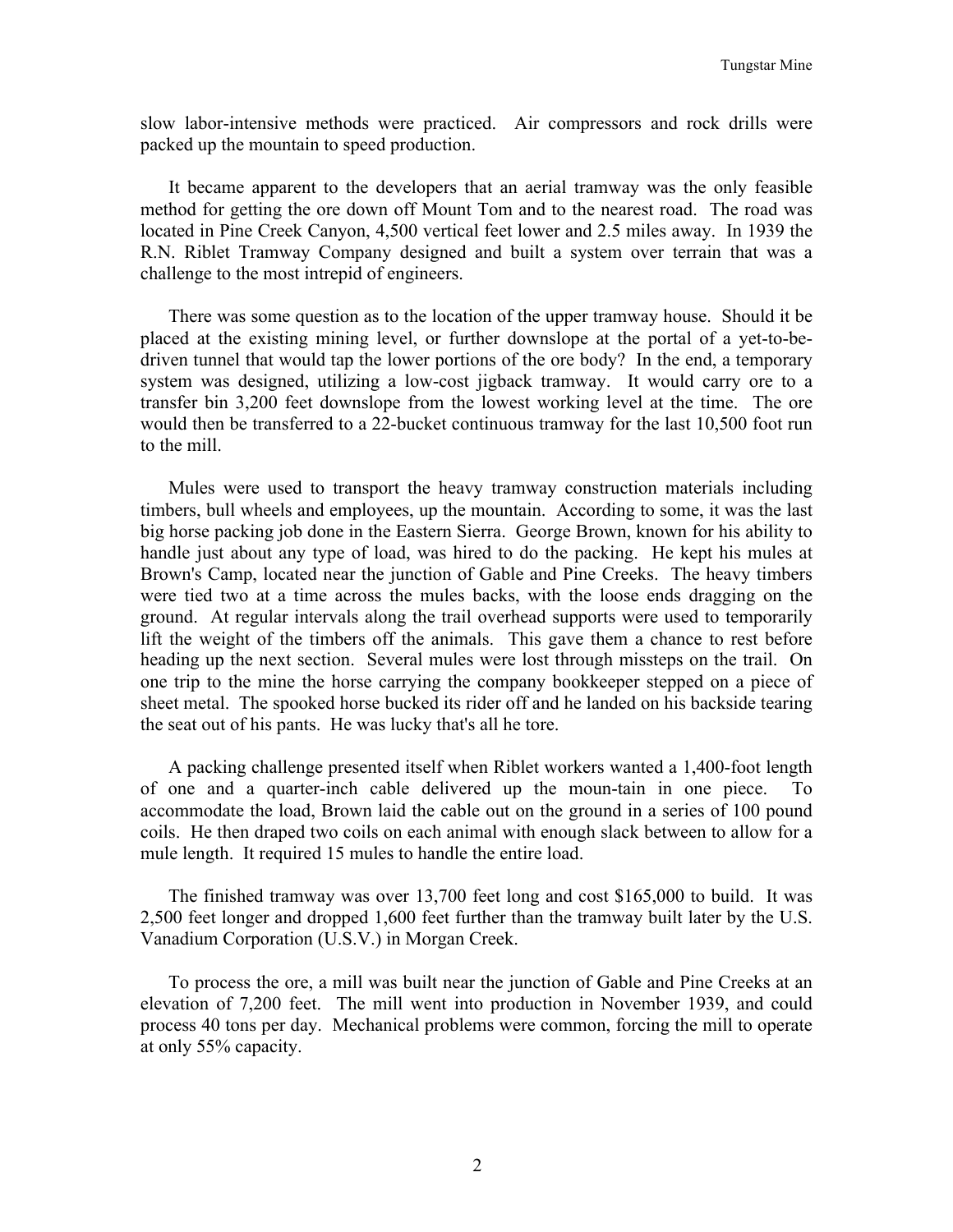slow labor-intensive methods were practiced. Air compressors and rock drills were packed up the mountain to speed production.

It became apparent to the developers that an aerial tramway was the only feasible method for getting the ore down off Mount Tom and to the nearest road. The road was located in Pine Creek Canyon, 4,500 vertical feet lower and 2.5 miles away. In 1939 the R.N. Riblet Tramway Company designed and built a system over terrain that was a challenge to the most intrepid of engineers.

There was some question as to the location of the upper tramway house. Should it be placed at the existing mining level, or further downslope at the portal of a yet-to-be-driven tunnel that would tap the lower portions of the ore body? In the end, a temporary system was designed, utilizing a low-cost jigback tramway. It would carry ore to a transfer bin 3,200 feet downslope from the lowest working level at the time. The ore would then be transferred to a 22-bucket continuous tramway for the last 10,500 foot run to the mill.

Mules were used to transport the heavy tramway construction materials including timbers, bull wheels and employees, up the mountain. According to some, it was the last big horse packing job done in the Eastern Sierra. George Brown, known for his ability to handle just about any type of load, was hired to do the packing. He kept his mules at Brown's Camp, located near the junction of Gable and Pine Creeks. The heavy timbers were tied two at a time across the mules backs, with the loose ends dragging on the ground. At regular intervals along the trail overhead supports were used to temporarily lift the weight of the timbers off the animals. This gave them a chance to rest before heading up the next section. Several mules were lost through missteps on the trail. On one trip to the mine the horse carrying the company bookkeeper stepped on a piece of sheet metal. The spooked horse bucked its rider off and he landed on his backside tearing the seat out of his pants. He was lucky that's all he tore.

A packing challenge presented itself when Riblet workers wanted a 1,400-foot length of one and a quarter-inch cable delivered up the moun-tain in one piece. To accommodate the load, Brown laid the cable out on the ground in a series of 100 pound coils. He then draped two coils on each animal with enough slack between to allow for a mule length. It required 15 mules to handle the entire load.

The finished tramway was over 13,700 feet long and cost $165,000 to build. It was 2,500 feet longer and dropped 1,600 feet further than the tramway built later by the U.S. Vanadium Corporation (U.S.V.) in Morgan Creek.

To process the ore, a mill was built near the junction of Gable and Pine Creeks at an elevation of 7,200 feet. The mill went into production in November 1939, and could process 40 tons per day. Mechanical problems were common, forcing the mill to operate at only 55% capacity.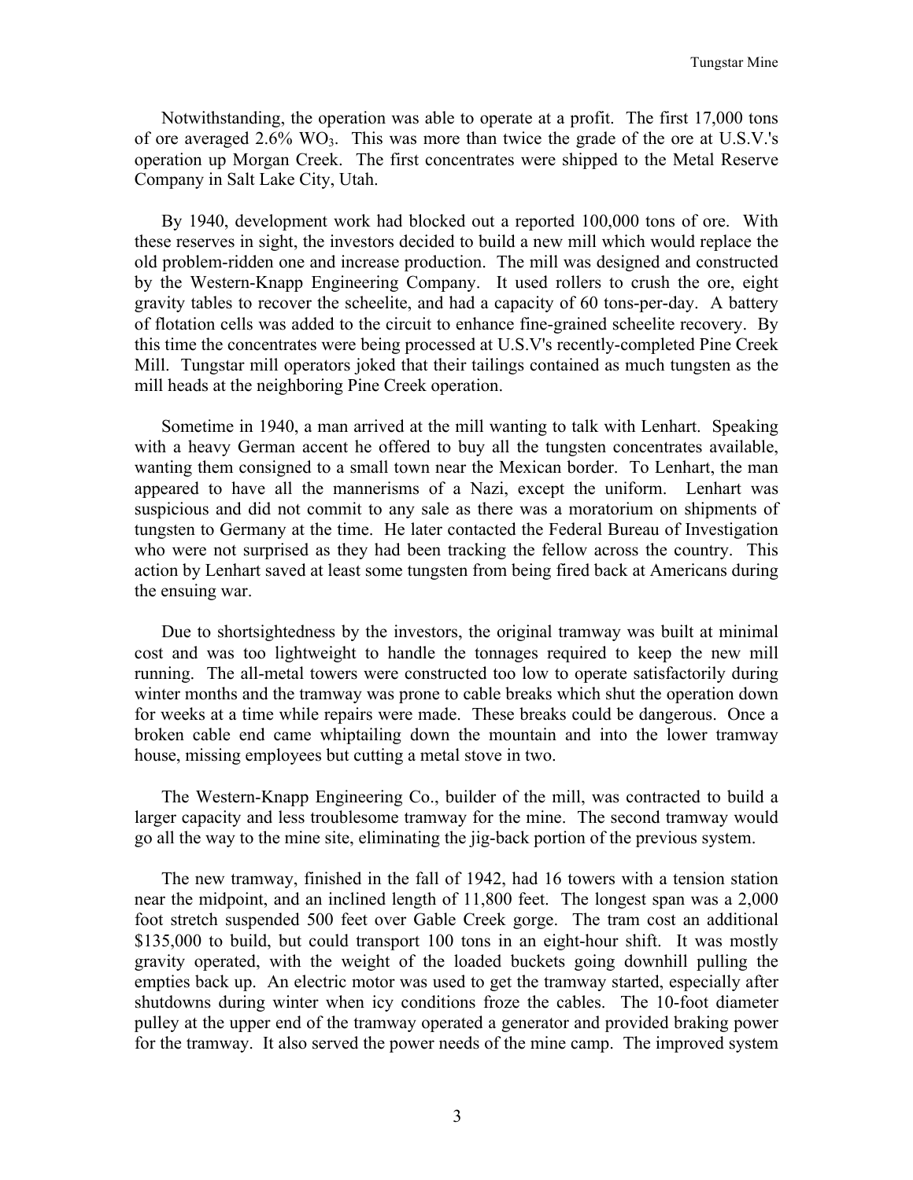Notwithstanding, the operation was able to operate at a profit. The first 17,000 tons of ore averaged 2.6% $WO_3$. This was more than twice the grade of the ore at U.S.V.'s operation up Morgan Creek. The first concentrates were shipped to the Metal Reserve Company in Salt Lake City, Utah.

By 1940, development work had blocked out a reported 100,000 tons of ore. With these reserves in sight, the investors decided to build a new mill which would replace the old problem-ridden one and increase production. The mill was designed and constructed by the Western-Knapp Engineering Company. It used rollers to crush the ore, eight gravity tables to recover the scheelite, and had a capacity of 60 tons-per-day. A battery of flotation cells was added to the circuit to enhance fine-grained scheelite recovery. By this time the concentrates were being processed at U.S.V's recently-completed Pine Creek Mill. Tungstar mill operators joked that their tailings contained as much tungsten as the mill heads at the neighboring Pine Creek operation.

Sometime in 1940, a man arrived at the mill wanting to talk with Lenhart. Speaking with a heavy German accent he offered to buy all the tungsten concentrates available, wanting them consigned to a small town near the Mexican border. To Lenhart, the man appeared to have all the mannerisms of a Nazi, except the uniform. Lenhart was suspicious and did not commit to any sale as there was a moratorium on shipments of tungsten to Germany at the time. He later contacted the Federal Bureau of Investigation who were not surprised as they had been tracking the fellow across the country. This action by Lenhart saved at least some tungsten from being fired back at Americans during the ensuing war.

Due to shortsightedness by the investors, the original tramway was built at minimal cost and was too lightweight to handle the tonnages required to keep the new mill running. The all-metal towers were constructed too low to operate satisfactorily during winter months and the tramway was prone to cable breaks which shut the operation down for weeks at a time while repairs were made. These breaks could be dangerous. Once a broken cable end came whiptailing down the mountain and into the lower tramway house, missing employees but cutting a metal stove in two.

The Western-Knapp Engineering Co., builder of the mill, was contracted to build a larger capacity and less troublesome tramway for the mine. The second tramway would go all the way to the mine site, eliminating the jig-back portion of the previous system.

The new tramway, finished in the fall of 1942, had 16 towers with a tension station near the midpoint, and an inclined length of 11,800 feet. The longest span was a 2,000 foot stretch suspended 500 feet over Gable Creek gorge. The tram cost an additional $135,000 to build, but could transport 100 tons in an eight-hour shift. It was mostly gravity operated, with the weight of the loaded buckets going downhill pulling the empties back up. An electric motor was used to get the tramway started, especially after shutdowns during winter when icy conditions froze the cables. The 10-foot diameter pulley at the upper end of the tramway operated a generator and provided braking power for the tramway. It also served the power needs of the mine camp. The improved system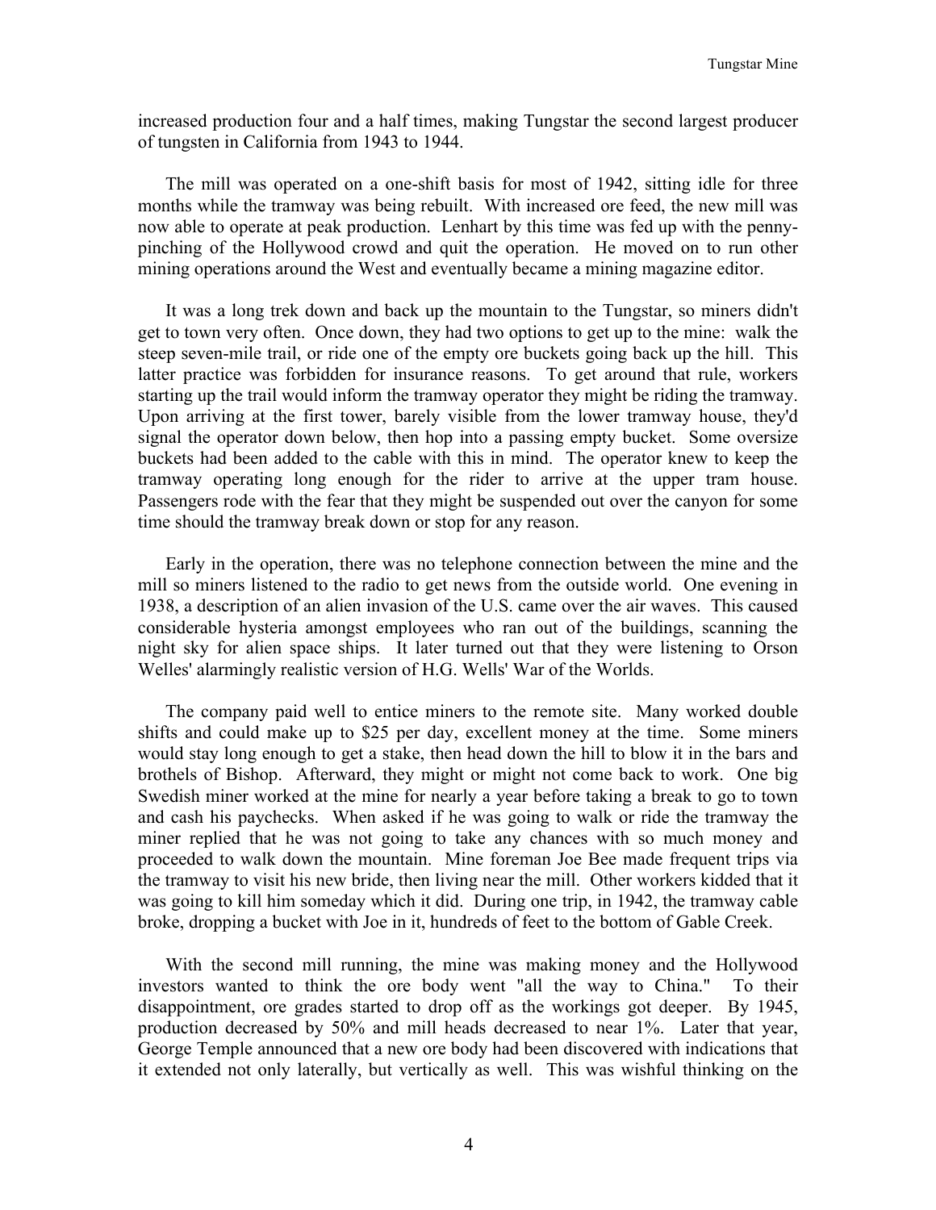increased production four and a half times, making Tungstar the second largest producer of tungsten in California from 1943 to 1944.

The mill was operated on a one-shift basis for most of 1942, sitting idle for three months while the tramway was being rebuilt. With increased ore feed, the new mill was now able to operate at peak production. Lenhart by this time was fed up with the penny-pinching of the Hollywood crowd and quit the operation. He moved on to run other mining operations around the West and eventually became a mining magazine editor.

It was a long trek down and back up the mountain to the Tungstar, so miners didn't get to town very often. Once down, they had two options to get up to the mine: walk the steep seven-mile trail, or ride one of the empty ore buckets going back up the hill. This latter practice was forbidden for insurance reasons. To get around that rule, workers starting up the trail would inform the tramway operator they might be riding the tramway. Upon arriving at the first tower, barely visible from the lower tramway house, they'd signal the operator down below, then hop into a passing empty bucket. Some oversize buckets had been added to the cable with this in mind. The operator knew to keep the tramway operating long enough for the rider to arrive at the upper tram house. Passengers rode with the fear that they might be suspended out over the canyon for some time should the tramway break down or stop for any reason.

Early in the operation, there was no telephone connection between the mine and the mill so miners listened to the radio to get news from the outside world. One evening in 1938, a description of an alien invasion of the U.S. came over the air waves. This caused considerable hysteria amongst employees who ran out of the buildings, scanning the night sky for alien space ships. It later turned out that they were listening to Orson Welles' alarmingly realistic version of H.G. Wells' War of the Worlds.

The company paid well to entice miners to the remote site. Many worked double shifts and could make up to $25 per day, excellent money at the time. Some miners would stay long enough to get a stake, then head down the hill to blow it in the bars and brothels of Bishop. Afterward, they might or might not come back to work. One big Swedish miner worked at the mine for nearly a year before taking a break to go to town and cash his paychecks. When asked if he was going to walk or ride the tramway the miner replied that he was not going to take any chances with so much money and proceeded to walk down the mountain. Mine foreman Joe Bee made frequent trips via the tramway to visit his new bride, then living near the mill. Other workers kidded that it was going to kill him someday which it did. During one trip, in 1942, the tramway cable broke, dropping a bucket with Joe in it, hundreds of feet to the bottom of Gable Creek.

With the second mill running, the mine was making money and the Hollywood investors wanted to think the ore body went "all the way to China." To their disappointment, ore grades started to drop off as the workings got deeper. By 1945, production decreased by 50% and mill heads decreased to near 1%. Later that year, George Temple announced that a new ore body had been discovered with indications that it extended not only laterally, but vertically as well. This was wishful thinking on the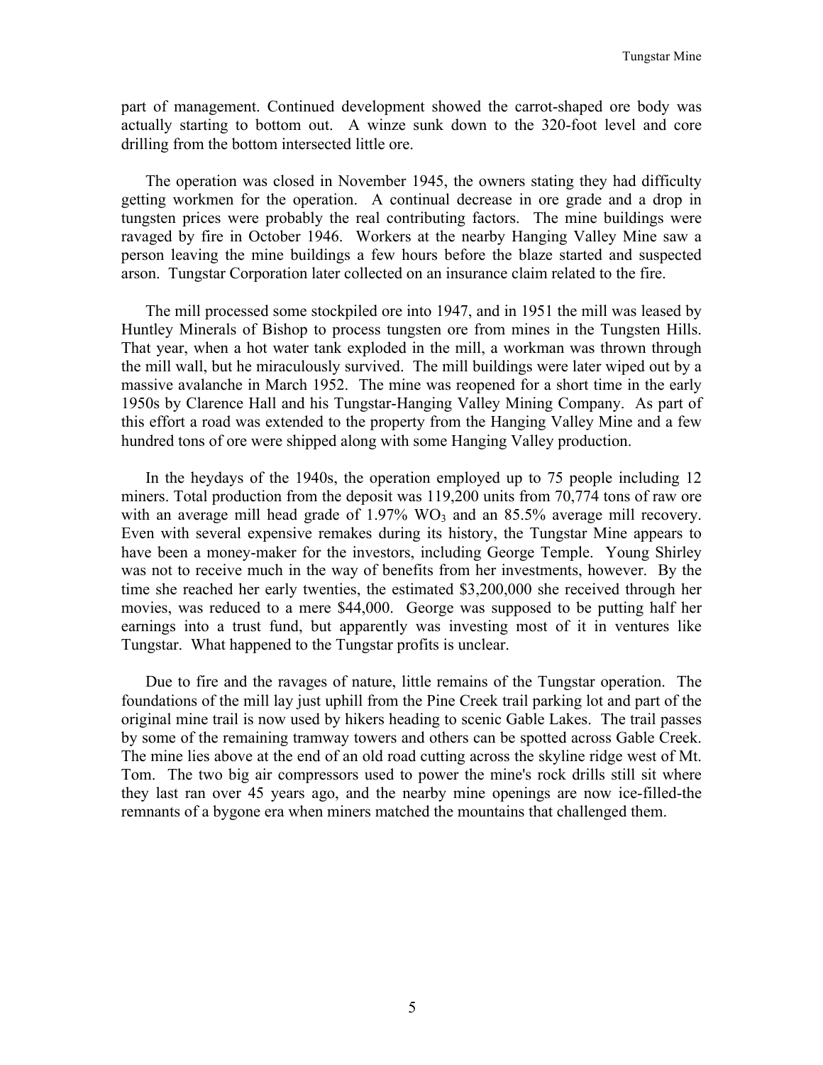part of management. Continued development showed the carrot-shaped ore body was actually starting to bottom out. A winze sunk down to the 320-foot level and core drilling from the bottom intersected little ore.

The operation was closed in November 1945, the owners stating they had difficulty getting workmen for the operation. A continual decrease in ore grade and a drop in tungsten prices were probably the real contributing factors. The mine buildings were ravaged by fire in October 1946. Workers at the nearby Hanging Valley Mine saw a person leaving the mine buildings a few hours before the blaze started and suspected arson. Tungstar Corporation later collected on an insurance claim related to the fire.

The mill processed some stockpiled ore into 1947, and in 1951 the mill was leased by Huntley Minerals of Bishop to process tungsten ore from mines in the Tungsten Hills. That year, when a hot water tank exploded in the mill, a workman was thrown through the mill wall, but he miraculously survived. The mill buildings were later wiped out by a massive avalanche in March 1952. The mine was reopened for a short time in the early 1950s by Clarence Hall and his Tungstar-Hanging Valley Mining Company. As part of this effort a road was extended to the property from the Hanging Valley Mine and a few hundred tons of ore were shipped along with some Hanging Valley production.

In the heydays of the 1940s, the operation employed up to 75 people including 12 miners. Total production from the deposit was 119,200 units from 70,774 tons of raw ore with an average mill head grade of 1.97% $WO_3$ and an 85.5% average mill recovery. Even with several expensive remakes during its history, the Tungstar Mine appears to have been a money-maker for the investors, including George Temple. Young Shirley was not to receive much in the way of benefits from her investments, however. By the time she reached her early twenties, the estimated $3,200,000 she received through her movies, was reduced to a mere $44,000. George was supposed to be putting half her earnings into a trust fund, but apparently was investing most of it in ventures like Tungstar. What happened to the Tungstar profits is unclear.

Due to fire and the ravages of nature, little remains of the Tungstar operation. The foundations of the mill lay just uphill from the Pine Creek trail parking lot and part of the original mine trail is now used by hikers heading to scenic Gable Lakes. The trail passes by some of the remaining tramway towers and others can be spotted across Gable Creek. The mine lies above at the end of an old road cutting across the skyline ridge west of Mt. Tom. The two big air compressors used to power the mine's rock drills still sit where they last ran over 45 years ago, and the nearby mine openings are now ice-filled-the remnants of a bygone era when miners matched the mountains that challenged them.